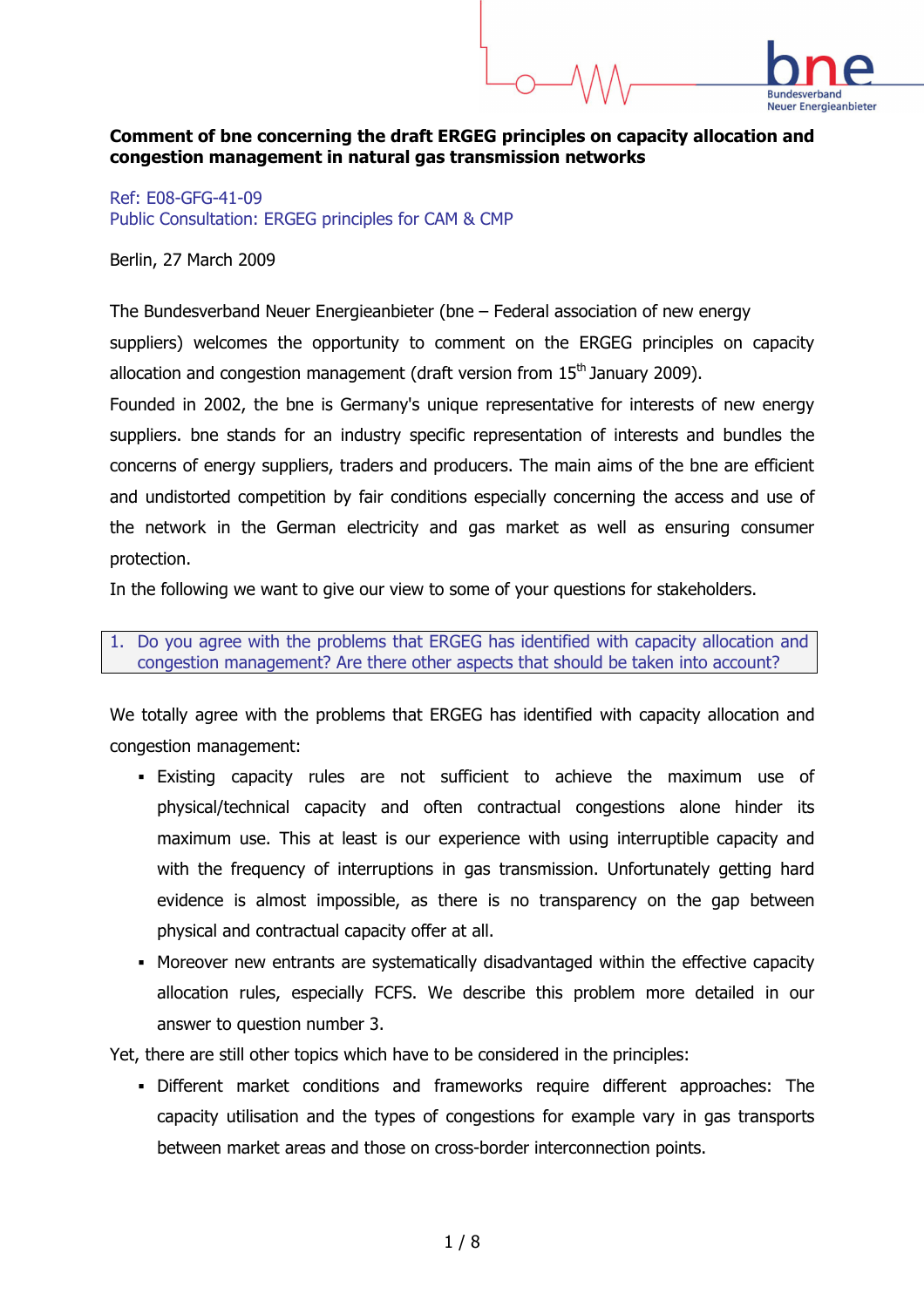**Comment of bne concerning the draft ERGEG principles on capacity allocation and congestion management in natural gas transmission networks**

Ref: E08-GFG-41-09
Public Consultation: ERGEG principles for CAM & CMP

Berlin, 27 March 2009

The Bundesverband Neuer Energieanbieter (bne – Federal association of new energy suppliers) welcomes the opportunity to comment on the ERGEG principles on capacity allocation and congestion management (draft version from 15th January 2009).

Founded in 2002, the bne is Germany's unique representative for interests of new energy suppliers. bne stands for an industry specific representation of interests and bundles the concerns of energy suppliers, traders and producers. The main aims of the bne are efficient and undistorted competition by fair conditions especially concerning the access and use of the network in the German electricity and gas market as well as ensuring consumer protection.

In the following we want to give our view to some of your questions for stakeholders.

1. Do you agree with the problems that ERGEG has identified with capacity allocation and congestion management? Are there other aspects that should be taken into account?

We totally agree with the problems that ERGEG has identified with capacity allocation and congestion management:

- Existing capacity rules are not sufficient to achieve the maximum use of physical/technical capacity and often contractual congestions alone hinder its maximum use. This at least is our experience with using interruptible capacity and with the frequency of interruptions in gas transmission. Unfortunately getting hard evidence is almost impossible, as there is no transparency on the gap between physical and contractual capacity offer at all.
- Moreover new entrants are systematically disadvantaged within the effective capacity allocation rules, especially FCFS. We describe this problem more detailed in our answer to question number 3.

Yet, there are still other topics which have to be considered in the principles:

- Different market conditions and frameworks require different approaches: The capacity utilisation and the types of congestions for example vary in gas transports between market areas and those on cross-border interconnection points.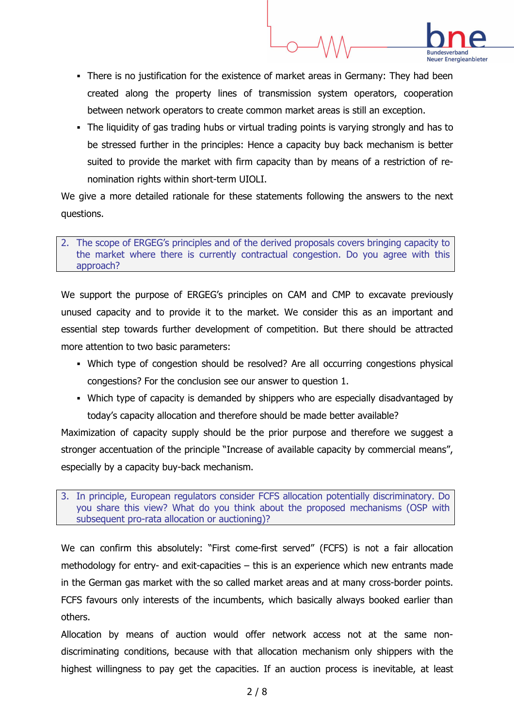- There is no justification for the existence of market areas in Germany: They had been created along the property lines of transmission system operators, cooperation between network operators to create common market areas is still an exception.
- The liquidity of gas trading hubs or virtual trading points is varying strongly and has to be stressed further in the principles: Hence a capacity buy back mechanism is better suited to provide the market with firm capacity than by means of a restriction of re-nomination rights within short-term UIOLI.

We give a more detailed rationale for these statements following the answers to the next questions.

2. The scope of ERGEG's principles and of the derived proposals covers bringing capacity to the market where there is currently contractual congestion. Do you agree with this approach?

We support the purpose of ERGEG's principles on CAM and CMP to excavate previously unused capacity and to provide it to the market. We consider this as an important and essential step towards further development of competition. But there should be attracted more attention to two basic parameters:

- Which type of congestion should be resolved? Are all occurring congestions physical congestions? For the conclusion see our answer to question 1.
- Which type of capacity is demanded by shippers who are especially disadvantaged by today's capacity allocation and therefore should be made better available?

Maximization of capacity supply should be the prior purpose and therefore we suggest a stronger accentuation of the principle "Increase of available capacity by commercial means", especially by a capacity buy-back mechanism.

3. In principle, European regulators consider FCFS allocation potentially discriminatory. Do you share this view? What do you think about the proposed mechanisms (OSP with subsequent pro-rata allocation or auctioning)?

We can confirm this absolutely: "First come-first served" (FCFS) is not a fair allocation methodology for entry- and exit-capacities – this is an experience which new entrants made in the German gas market with the so called market areas and at many cross-border points. FCFS favours only interests of the incumbents, which basically always booked earlier than others.

Allocation by means of auction would offer network access not at the same non-discriminating conditions, because with that allocation mechanism only shippers with the highest willingness to pay get the capacities. If an auction process is inevitable, at least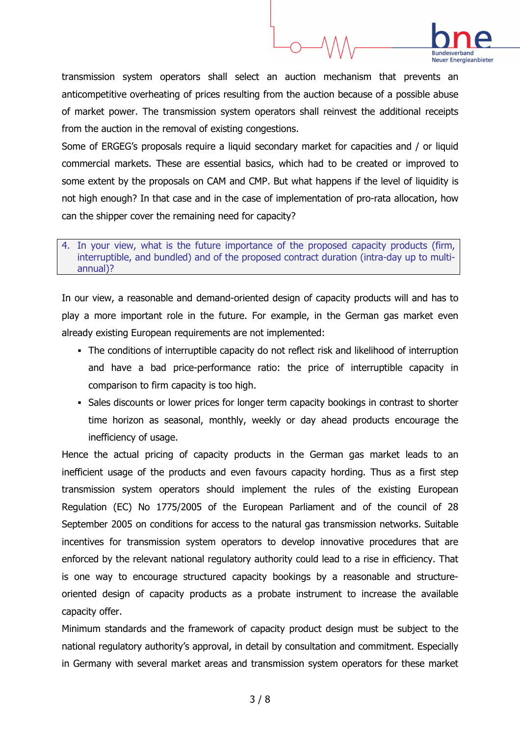transmission system operators shall select an auction mechanism that prevents an anticompetitive overheating of prices resulting from the auction because of a possible abuse of market power. The transmission system operators shall reinvest the additional receipts from the auction in the removal of existing congestions.

Some of ERGEG's proposals require a liquid secondary market for capacities and / or liquid commercial markets. These are essential basics, which had to be created or improved to some extent by the proposals on CAM and CMP. But what happens if the level of liquidity is not high enough? In that case and in the case of implementation of pro-rata allocation, how can the shipper cover the remaining need for capacity?

4. In your view, what is the future importance of the proposed capacity products (firm, interruptible, and bundled) and of the proposed contract duration (intra-day up to multi-annual)?

In our view, a reasonable and demand-oriented design of capacity products will and has to play a more important role in the future. For example, in the German gas market even already existing European requirements are not implemented:

- The conditions of interruptible capacity do not reflect risk and likelihood of interruption and have a bad price-performance ratio: the price of interruptible capacity in comparison to firm capacity is too high.
- Sales discounts or lower prices for longer term capacity bookings in contrast to shorter time horizon as seasonal, monthly, weekly or day ahead products encourage the inefficiency of usage.

Hence the actual pricing of capacity products in the German gas market leads to an inefficient usage of the products and even favours capacity hording. Thus as a first step transmission system operators should implement the rules of the existing European Regulation (EC) No 1775/2005 of the European Parliament and of the council of 28 September 2005 on conditions for access to the natural gas transmission networks. Suitable incentives for transmission system operators to develop innovative procedures that are enforced by the relevant national regulatory authority could lead to a rise in efficiency. That is one way to encourage structured capacity bookings by a reasonable and structure-oriented design of capacity products as a probate instrument to increase the available capacity offer.

Minimum standards and the framework of capacity product design must be subject to the national regulatory authority's approval, in detail by consultation and commitment. Especially in Germany with several market areas and transmission system operators for these market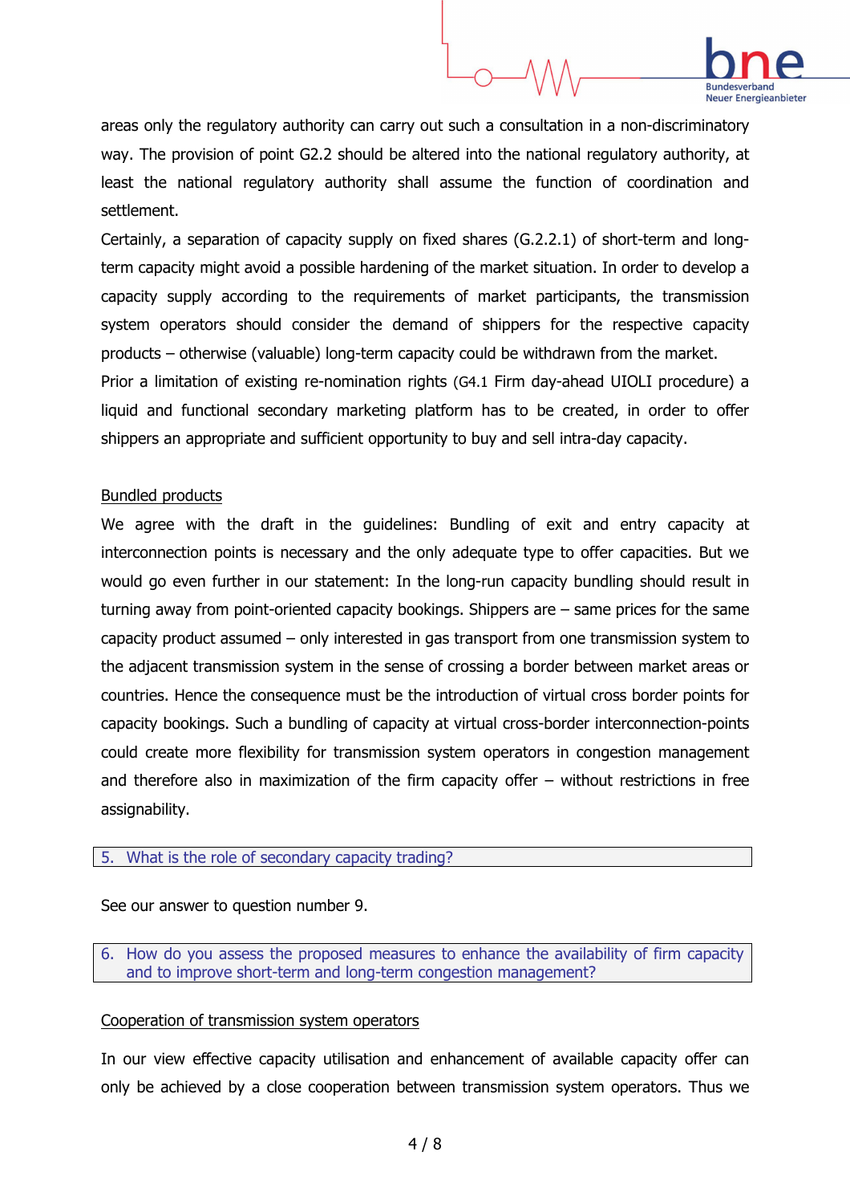areas only the regulatory authority can carry out such a consultation in a non-discriminatory way. The provision of point G2.2 should be altered into the national regulatory authority, at least the national regulatory authority shall assume the function of coordination and settlement.

Certainly, a separation of capacity supply on fixed shares (G.2.2.1) of short-term and long-term capacity might avoid a possible hardening of the market situation. In order to develop a capacity supply according to the requirements of market participants, the transmission system operators should consider the demand of shippers for the respective capacity products – otherwise (valuable) long-term capacity could be withdrawn from the market.

Prior a limitation of existing re-nomination rights (G4.1 Firm day-ahead UIOLI procedure) a liquid and functional secondary marketing platform has to be created, in order to offer shippers an appropriate and sufficient opportunity to buy and sell intra-day capacity.

<u>Bundled products</u>

We agree with the draft in the guidelines: Bundling of exit and entry capacity at interconnection points is necessary and the only adequate type to offer capacities. But we would go even further in our statement: In the long-run capacity bundling should result in turning away from point-oriented capacity bookings. Shippers are – same prices for the same capacity product assumed – only interested in gas transport from one transmission system to the adjacent transmission system in the sense of crossing a border between market areas or countries. Hence the consequence must be the introduction of virtual cross border points for capacity bookings. Such a bundling of capacity at virtual cross-border interconnection-points could create more flexibility for transmission system operators in congestion management and therefore also in maximization of the firm capacity offer – without restrictions in free assignability.

## 5. What is the role of secondary capacity trading?

See our answer to question number 9.

## 6. How do you assess the proposed measures to enhance the availability of firm capacity and to improve short-term and long-term congestion management?

<u>Cooperation of transmission system operators</u>

In our view effective capacity utilisation and enhancement of available capacity offer can only be achieved by a close cooperation between transmission system operators. Thus we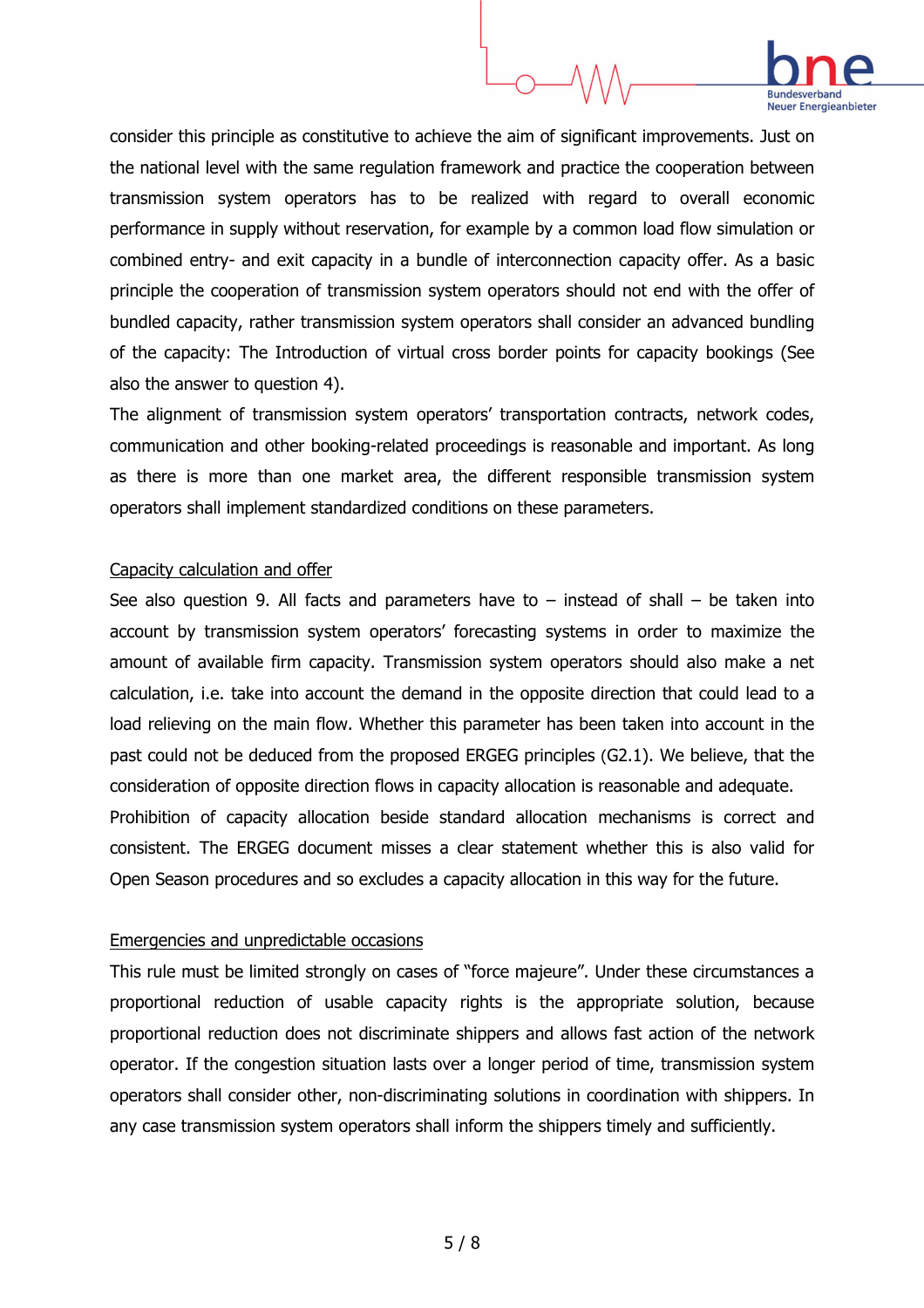consider this principle as constitutive to achieve the aim of significant improvements. Just on the national level with the same regulation framework and practice the cooperation between transmission system operators has to be realized with regard to overall economic performance in supply without reservation, for example by a common load flow simulation or combined entry- and exit capacity in a bundle of interconnection capacity offer. As a basic principle the cooperation of transmission system operators should not end with the offer of bundled capacity, rather transmission system operators shall consider an advanced bundling of the capacity: The Introduction of virtual cross border points for capacity bookings (See also the answer to question 4).

The alignment of transmission system operators' transportation contracts, network codes, communication and other booking-related proceedings is reasonable and important. As long as there is more than one market area, the different responsible transmission system operators shall implement standardized conditions on these parameters.

<u>Capacity calculation and offer</u>

See also question 9. All facts and parameters have to – instead of shall – be taken into account by transmission system operators' forecasting systems in order to maximize the amount of available firm capacity. Transmission system operators should also make a net calculation, i.e. take into account the demand in the opposite direction that could lead to a load relieving on the main flow. Whether this parameter has been taken into account in the past could not be deduced from the proposed ERGEG principles (G2.1). We believe, that the consideration of opposite direction flows in capacity allocation is reasonable and adequate.

Prohibition of capacity allocation beside standard allocation mechanisms is correct and consistent. The ERGEG document misses a clear statement whether this is also valid for Open Season procedures and so excludes a capacity allocation in this way for the future.

<u>Emergencies and unpredictable occasions</u>

This rule must be limited strongly on cases of "force majeure". Under these circumstances a proportional reduction of usable capacity rights is the appropriate solution, because proportional reduction does not discriminate shippers and allows fast action of the network operator. If the congestion situation lasts over a longer period of time, transmission system operators shall consider other, non-discriminating solutions in coordination with shippers. In any case transmission system operators shall inform the shippers timely and sufficiently.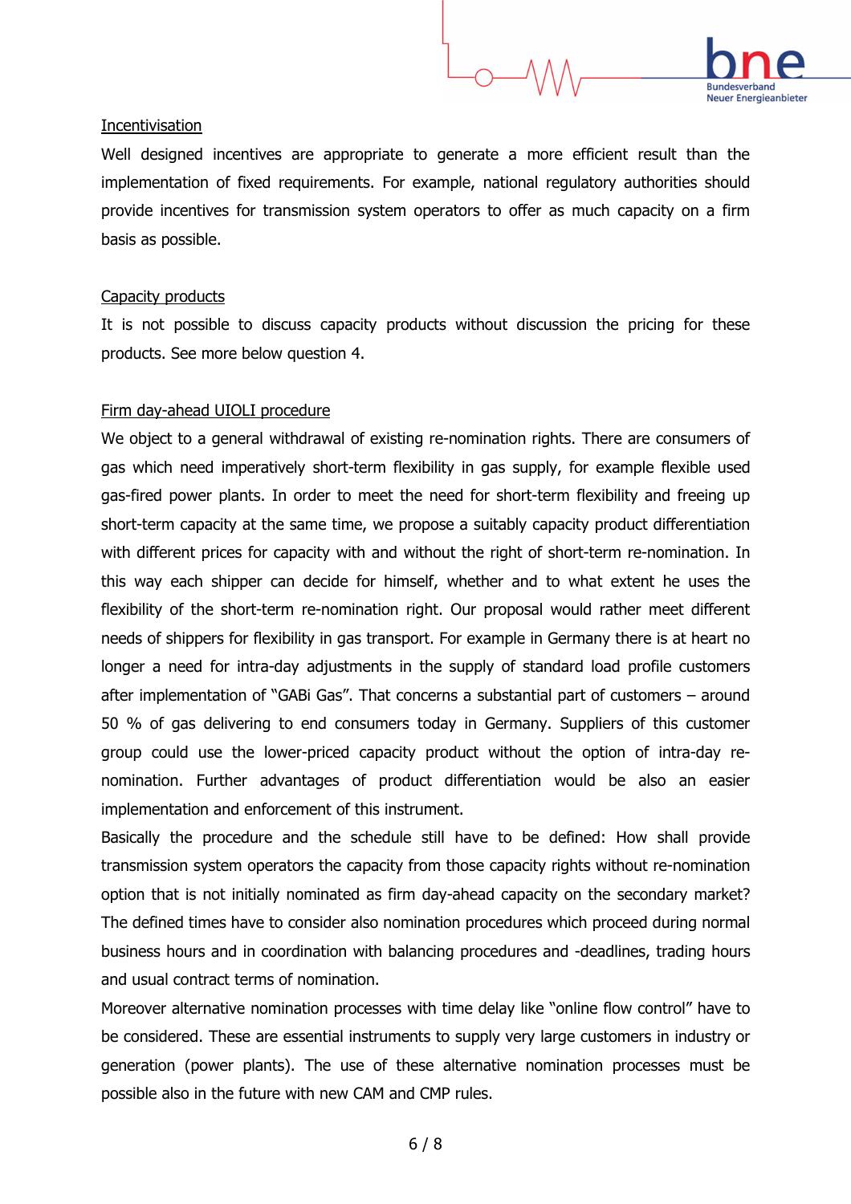Incentivisation

Well designed incentives are appropriate to generate a more efficient result than the implementation of fixed requirements. For example, national regulatory authorities should provide incentives for transmission system operators to offer as much capacity on a firm basis as possible.

Capacity products

It is not possible to discuss capacity products without discussion the pricing for these products. See more below question 4.

Firm day-ahead UIOLI procedure

We object to a general withdrawal of existing re-nomination rights. There are consumers of gas which need imperatively short-term flexibility in gas supply, for example flexible used gas-fired power plants. In order to meet the need for short-term flexibility and freeing up short-term capacity at the same time, we propose a suitably capacity product differentiation with different prices for capacity with and without the right of short-term re-nomination. In this way each shipper can decide for himself, whether and to what extent he uses the flexibility of the short-term re-nomination right. Our proposal would rather meet different needs of shippers for flexibility in gas transport. For example in Germany there is at heart no longer a need for intra-day adjustments in the supply of standard load profile customers after implementation of "GABi Gas". That concerns a substantial part of customers – around 50 % of gas delivering to end consumers today in Germany. Suppliers of this customer group could use the lower-priced capacity product without the option of intra-day re-nomination. Further advantages of product differentiation would be also an easier implementation and enforcement of this instrument.

Basically the procedure and the schedule still have to be defined: How shall provide transmission system operators the capacity from those capacity rights without re-nomination option that is not initially nominated as firm day-ahead capacity on the secondary market? The defined times have to consider also nomination procedures which proceed during normal business hours and in coordination with balancing procedures and -deadlines, trading hours and usual contract terms of nomination.

Moreover alternative nomination processes with time delay like "online flow control" have to be considered. These are essential instruments to supply very large customers in industry or generation (power plants). The use of these alternative nomination processes must be possible also in the future with new CAM and CMP rules.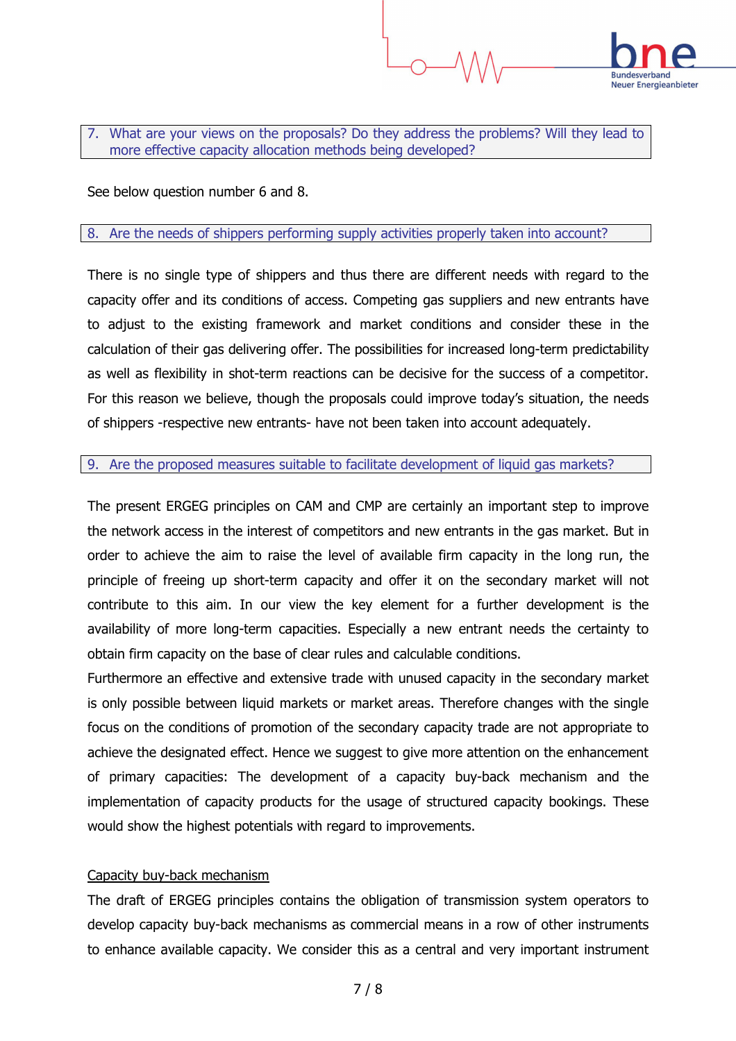7. What are your views on the proposals? Do they address the problems? Will they lead to more effective capacity allocation methods being developed?

See below question number 6 and 8.

8. Are the needs of shippers performing supply activities properly taken into account?

There is no single type of shippers and thus there are different needs with regard to the capacity offer and its conditions of access. Competing gas suppliers and new entrants have to adjust to the existing framework and market conditions and consider these in the calculation of their gas delivering offer. The possibilities for increased long-term predictability as well as flexibility in shot-term reactions can be decisive for the success of a competitor. For this reason we believe, though the proposals could improve today's situation, the needs of shippers -respective new entrants- have not been taken into account adequately.

9. Are the proposed measures suitable to facilitate development of liquid gas markets?

The present ERGEG principles on CAM and CMP are certainly an important step to improve the network access in the interest of competitors and new entrants in the gas market. But in order to achieve the aim to raise the level of available firm capacity in the long run, the principle of freeing up short-term capacity and offer it on the secondary market will not contribute to this aim. In our view the key element for a further development is the availability of more long-term capacities. Especially a new entrant needs the certainty to obtain firm capacity on the base of clear rules and calculable conditions.

Furthermore an effective and extensive trade with unused capacity in the secondary market is only possible between liquid markets or market areas. Therefore changes with the single focus on the conditions of promotion of the secondary capacity trade are not appropriate to achieve the designated effect. Hence we suggest to give more attention on the enhancement of primary capacities: The development of a capacity buy-back mechanism and the implementation of capacity products for the usage of structured capacity bookings. These would show the highest potentials with regard to improvements.

<u>Capacity buy-back mechanism</u>

The draft of ERGEG principles contains the obligation of transmission system operators to develop capacity buy-back mechanisms as commercial means in a row of other instruments to enhance available capacity. We consider this as a central and very important instrument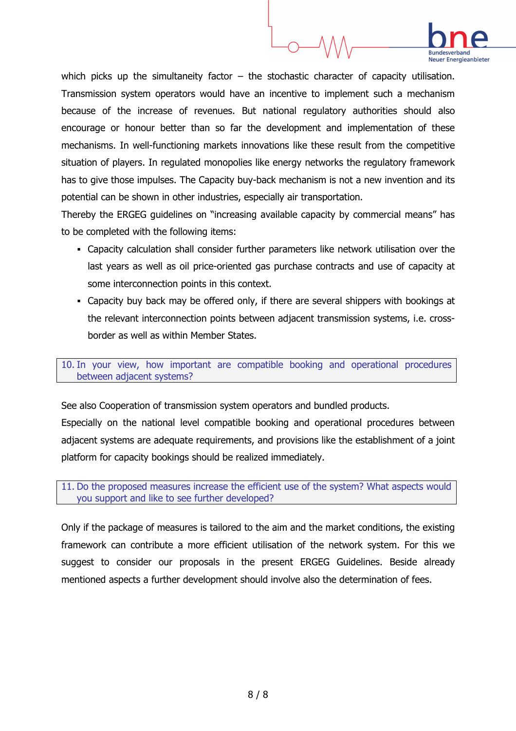which picks up the simultaneity factor – the stochastic character of capacity utilisation. Transmission system operators would have an incentive to implement such a mechanism because of the increase of revenues. But national regulatory authorities should also encourage or honour better than so far the development and implementation of these mechanisms. In well-functioning markets innovations like these result from the competitive situation of players. In regulated monopolies like energy networks the regulatory framework has to give those impulses. The Capacity buy-back mechanism is not a new invention and its potential can be shown in other industries, especially air transportation.

Thereby the ERGEG guidelines on "increasing available capacity by commercial means" has to be completed with the following items:

- Capacity calculation shall consider further parameters like network utilisation over the last years as well as oil price-oriented gas purchase contracts and use of capacity at some interconnection points in this context.
- Capacity buy back may be offered only, if there are several shippers with bookings at the relevant interconnection points between adjacent transmission systems, i.e. cross-border as well as within Member States.

**10. In your view, how important are compatible booking and operational procedures between adjacent systems?**

See also Cooperation of transmission system operators and bundled products.

Especially on the national level compatible booking and operational procedures between adjacent systems are adequate requirements, and provisions like the establishment of a joint platform for capacity bookings should be realized immediately.

**11. Do the proposed measures increase the efficient use of the system? What aspects would you support and like to see further developed?**

Only if the package of measures is tailored to the aim and the market conditions, the existing framework can contribute a more efficient utilisation of the network system. For this we suggest to consider our proposals in the present ERGEG Guidelines. Beside already mentioned aspects a further development should involve also the determination of fees.